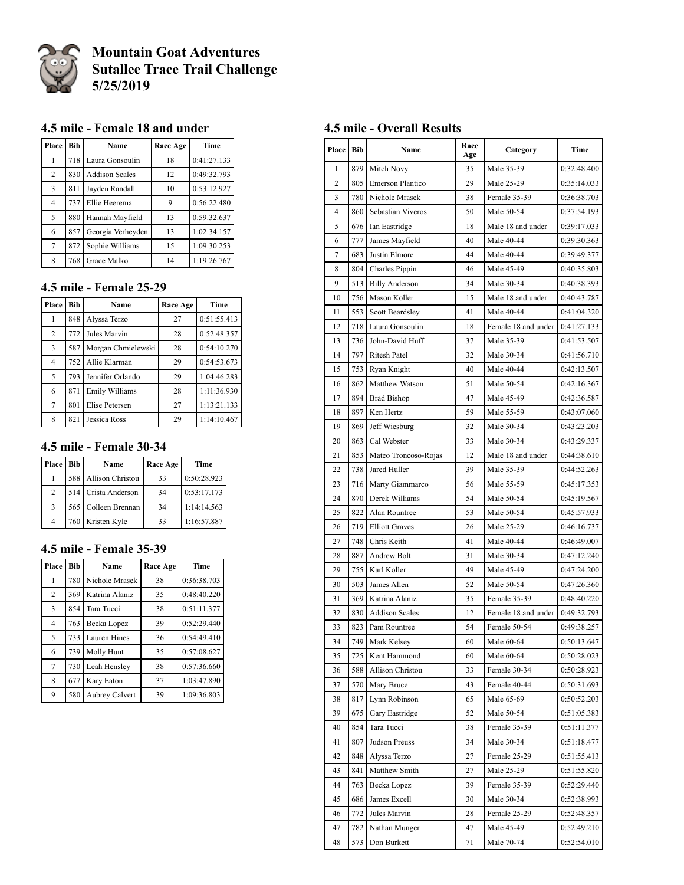# Mountain Goat Adventures
# Sutallee Trace Trail Challenge
# 5/25/2019

## 4.5 mile - Female 18 and under

| Place | Bib | Name | Race Age | Time |
|---|---|---|---|---|
| 1 | 718 | Laura Gonsoulin | 18 | 0:41:27.133 |
| 2 | 830 | Addison Scales | 12 | 0:49:32.793 |
| 3 | 811 | Jayden Randall | 10 | 0:53:12.927 |
| 4 | 737 | Ellie Heerema | 9 | 0:56:22.480 |
| 5 | 880 | Hannah Mayfield | 13 | 0:59:32.637 |
| 6 | 857 | Georgia Verheyden | 13 | 1:02:34.157 |
| 7 | 872 | Sophie Williams | 15 | 1:09:30.253 |
| 8 | 768 | Grace Malko | 14 | 1:19:26.767 |

## 4.5 mile - Female 25-29

| Place | Bib | Name | Race Age | Time |
|---|---|---|---|---|
| 1 | 848 | Alyssa Terzo | 27 | 0:51:55.413 |
| 2 | 772 | Jules Marvin | 28 | 0:52:48.357 |
| 3 | 587 | Morgan Chmielewski | 28 | 0:54:10.270 |
| 4 | 752 | Allie Klarman | 29 | 0:54:53.673 |
| 5 | 793 | Jennifer Orlando | 29 | 1:04:46.283 |
| 6 | 871 | Emily Williams | 28 | 1:11:36.930 |
| 7 | 801 | Elise Petersen | 27 | 1:13:21.133 |
| 8 | 821 | Jessica Ross | 29 | 1:14:10.467 |

## 4.5 mile - Female 30-34

| Place | Bib | Name | Race Age | Time |
|---|---|---|---|---|
| 1 | 588 | Allison Christou | 33 | 0:50:28.923 |
| 2 | 514 | Crista Anderson | 34 | 0:53:17.173 |
| 3 | 565 | Colleen Brennan | 34 | 1:14:14.563 |
| 4 | 760 | Kristen Kyle | 33 | 1:16:57.887 |

## 4.5 mile - Female 35-39

| Place | Bib | Name | Race Age | Time |
|---|---|---|---|---|
| 1 | 780 | Nichole Mrasek | 38 | 0:36:38.703 |
| 2 | 369 | Katrina Alaniz | 35 | 0:48:40.220 |
| 3 | 854 | Tara Tucci | 38 | 0:51:11.377 |
| 4 | 763 | Becka Lopez | 39 | 0:52:29.440 |
| 5 | 733 | Lauren Hines | 36 | 0:54:49.410 |
| 6 | 739 | Molly Hunt | 35 | 0:57:08.627 |
| 7 | 730 | Leah Hensley | 38 | 0:57:36.660 |
| 8 | 677 | Kary Eaton | 37 | 1:03:47.890 |
| 9 | 580 | Aubrey Calvert | 39 | 1:09:36.803 |

## 4.5 mile - Overall Results

| Place | Bib | Name | Race Age | Category | Time |
|---|---|---|---|---|---|
| 1 | 879 | Mitch Novy | 35 | Male 35-39 | 0:32:48.400 |
| 2 | 805 | Emerson Plantico | 29 | Male 25-29 | 0:35:14.033 |
| 3 | 780 | Nichole Mrasek | 38 | Female 35-39 | 0:36:38.703 |
| 4 | 860 | Sebastian Viveros | 50 | Male 50-54 | 0:37:54.193 |
| 5 | 676 | Ian Eastridge | 18 | Male 18 and under | 0:39:17.033 |
| 6 | 777 | James Mayfield | 40 | Male 40-44 | 0:39:30.363 |
| 7 | 683 | Justin Elmore | 44 | Male 40-44 | 0:39:49.377 |
| 8 | 804 | Charles Pippin | 46 | Male 45-49 | 0:40:35.803 |
| 9 | 513 | Billy Anderson | 34 | Male 30-34 | 0:40:38.393 |
| 10 | 756 | Mason Koller | 15 | Male 18 and under | 0:40:43.787 |
| 11 | 553 | Scott Beardsley | 41 | Male 40-44 | 0:41:04.320 |
| 12 | 718 | Laura Gonsoulin | 18 | Female 18 and under | 0:41:27.133 |
| 13 | 736 | John-David Huff | 37 | Male 35-39 | 0:41:53.507 |
| 14 | 797 | Ritesh Patel | 32 | Male 30-34 | 0:41:56.710 |
| 15 | 753 | Ryan Knight | 40 | Male 40-44 | 0:42:13.507 |
| 16 | 862 | Matthew Watson | 51 | Male 50-54 | 0:42:16.367 |
| 17 | 894 | Brad Bishop | 47 | Male 45-49 | 0:42:36.587 |
| 18 | 897 | Ken Hertz | 59 | Male 55-59 | 0:43:07.060 |
| 19 | 869 | Jeff Wiesburg | 32 | Male 30-34 | 0:43:23.203 |
| 20 | 863 | Cal Webster | 33 | Male 30-34 | 0:43:29.337 |
| 21 | 853 | Mateo Troncoso-Rojas | 12 | Male 18 and under | 0:44:38.610 |
| 22 | 738 | Jared Huller | 39 | Male 35-39 | 0:44:52.263 |
| 23 | 716 | Marty Giammarco | 56 | Male 55-59 | 0:45:17.353 |
| 24 | 870 | Derek Williams | 54 | Male 50-54 | 0:45:19.567 |
| 25 | 822 | Alan Rountree | 53 | Male 50-54 | 0:45:57.933 |
| 26 | 719 | Elliott Graves | 26 | Male 25-29 | 0:46:16.737 |
| 27 | 748 | Chris Keith | 41 | Male 40-44 | 0:46:49.007 |
| 28 | 887 | Andrew Bolt | 31 | Male 30-34 | 0:47:12.240 |
| 29 | 755 | Karl Koller | 49 | Male 45-49 | 0:47:24.200 |
| 30 | 503 | James Allen | 52 | Male 50-54 | 0:47:26.360 |
| 31 | 369 | Katrina Alaniz | 35 | Female 35-39 | 0:48:40.220 |
| 32 | 830 | Addison Scales | 12 | Female 18 and under | 0:49:32.793 |
| 33 | 823 | Pam Rountree | 54 | Female 50-54 | 0:49:38.257 |
| 34 | 749 | Mark Kelsey | 60 | Male 60-64 | 0:50:13.647 |
| 35 | 725 | Kent Hammond | 60 | Male 60-64 | 0:50:28.023 |
| 36 | 588 | Allison Christou | 33 | Female 30-34 | 0:50:28.923 |
| 37 | 570 | Mary Bruce | 43 | Female 40-44 | 0:50:31.693 |
| 38 | 817 | Lynn Robinson | 65 | Male 65-69 | 0:50:52.203 |
| 39 | 675 | Gary Eastridge | 52 | Male 50-54 | 0:51:05.383 |
| 40 | 854 | Tara Tucci | 38 | Female 35-39 | 0:51:11.377 |
| 41 | 807 | Judson Preuss | 34 | Male 30-34 | 0:51:18.477 |
| 42 | 848 | Alyssa Terzo | 27 | Female 25-29 | 0:51:55.413 |
| 43 | 841 | Matthew Smith | 27 | Male 25-29 | 0:51:55.820 |
| 44 | 763 | Becka Lopez | 39 | Female 35-39 | 0:52:29.440 |
| 45 | 686 | James Excell | 30 | Male 30-34 | 0:52:38.993 |
| 46 | 772 | Jules Marvin | 28 | Female 25-29 | 0:52:48.357 |
| 47 | 782 | Nathan Munger | 47 | Male 45-49 | 0:52:49.210 |
| 48 | 573 | Don Burkett | 71 | Male 70-74 | 0:52:54.010 |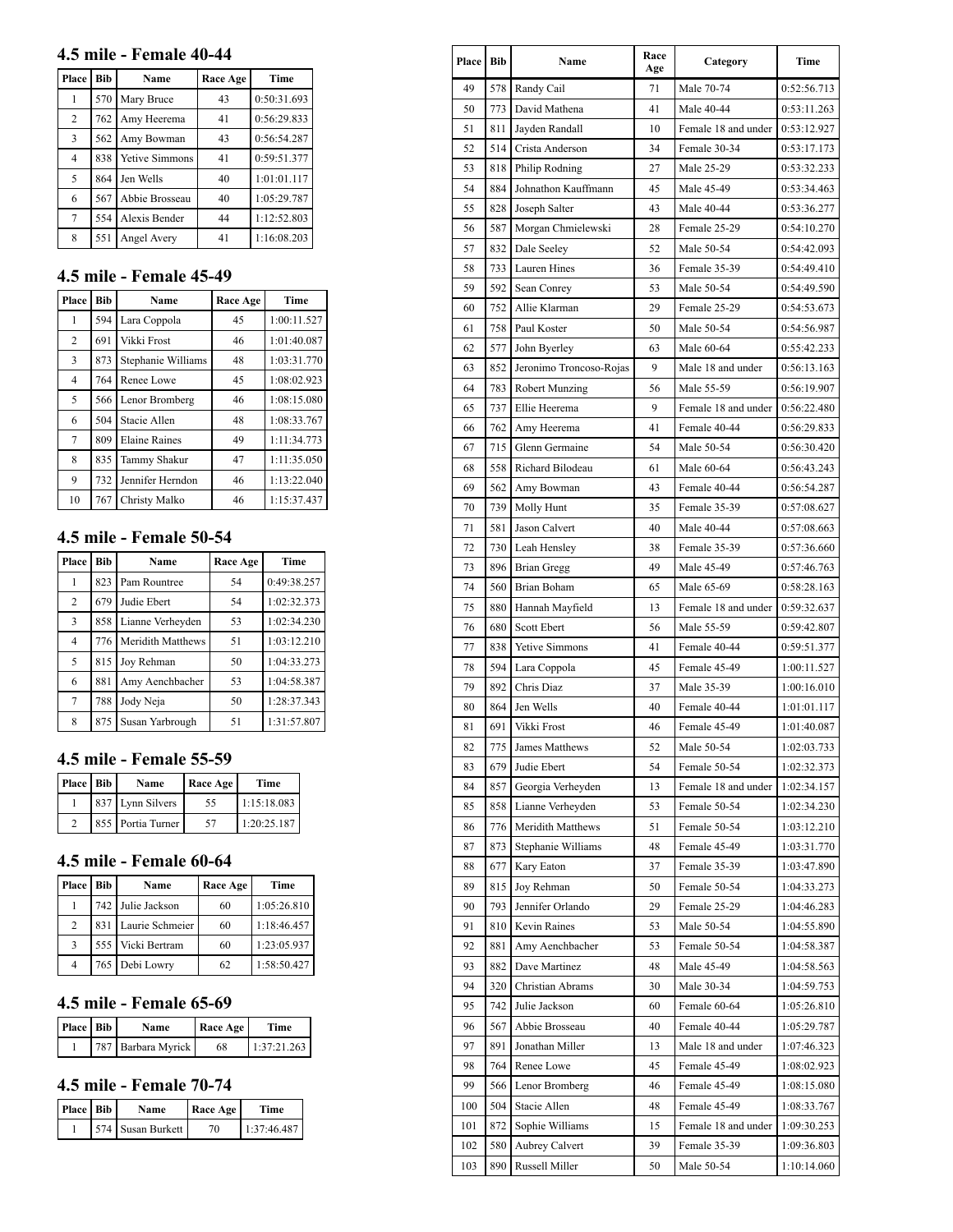## 4.5 mile - Female 40-44

| Place | Bib | Name | Race Age | Time |
|---|---|---|---|---|
| 1 | 570 | Mary Bruce | 43 | 0:50:31.693 |
| 2 | 762 | Amy Heerema | 41 | 0:56:29.833 |
| 3 | 562 | Amy Bowman | 43 | 0:56:54.287 |
| 4 | 838 | Yetive Simmons | 41 | 0:59:51.377 |
| 5 | 864 | Jen Wells | 40 | 1:01:01.117 |
| 6 | 567 | Abbie Brosseau | 40 | 1:05:29.787 |
| 7 | 554 | Alexis Bender | 44 | 1:12:52.803 |
| 8 | 551 | Angel Avery | 41 | 1:16:08.203 |

## 4.5 mile - Female 45-49

| Place | Bib | Name | Race Age | Time |
|---|---|---|---|---|
| 1 | 594 | Lara Coppola | 45 | 1:00:11.527 |
| 2 | 691 | Vikki Frost | 46 | 1:01:40.087 |
| 3 | 873 | Stephanie Williams | 48 | 1:03:31.770 |
| 4 | 764 | Renee Lowe | 45 | 1:08:02.923 |
| 5 | 566 | Lenor Bromberg | 46 | 1:08:15.080 |
| 6 | 504 | Stacie Allen | 48 | 1:08:33.767 |
| 7 | 809 | Elaine Raines | 49 | 1:11:34.773 |
| 8 | 835 | Tammy Shakur | 47 | 1:11:35.050 |
| 9 | 732 | Jennifer Herndon | 46 | 1:13:22.040 |
| 10 | 767 | Christy Malko | 46 | 1:15:37.437 |

## 4.5 mile - Female 50-54

| Place | Bib | Name | Race Age | Time |
|---|---|---|---|---|
| 1 | 823 | Pam Rountree | 54 | 0:49:38.257 |
| 2 | 679 | Judie Ebert | 54 | 1:02:32.373 |
| 3 | 858 | Lianne Verheyden | 53 | 1:02:34.230 |
| 4 | 776 | Meridith Matthews | 51 | 1:03:12.210 |
| 5 | 815 | Joy Rehman | 50 | 1:04:33.273 |
| 6 | 881 | Amy Aenchbacher | 53 | 1:04:58.387 |
| 7 | 788 | Jody Neja | 50 | 1:28:37.343 |
| 8 | 875 | Susan Yarbrough | 51 | 1:31:57.807 |

## 4.5 mile - Female 55-59

| Place | Bib | Name | Race Age | Time |
|---|---|---|---|---|
| 1 | 837 | Lynn Silvers | 55 | 1:15:18.083 |
| 2 | 855 | Portia Turner | 57 | 1:20:25.187 |

## 4.5 mile - Female 60-64

| Place | Bib | Name | Race Age | Time |
|---|---|---|---|---|
| 1 | 742 | Julie Jackson | 60 | 1:05:26.810 |
| 2 | 831 | Laurie Schmeier | 60 | 1:18:46.457 |
| 3 | 555 | Vicki Bertram | 60 | 1:23:05.937 |
| 4 | 765 | Debi Lowry | 62 | 1:58:50.427 |

## 4.5 mile - Female 65-69

| Place | Bib | Name | Race Age | Time |
|---|---|---|---|---|
| 1 | 787 | Barbara Myrick | 68 | 1:37:21.263 |

## 4.5 mile - Female 70-74

| Place | Bib | Name | Race Age | Time |
|---|---|---|---|---|
| 1 | 574 | Susan Burkett | 70 | 1:37:46.487 |

| Place | Bib | Name | Race Age | Category | Time |
|---|---|---|---|---|---|
| 49 | 578 | Randy Cail | 71 | Male 70-74 | 0:52:56.713 |
| 50 | 773 | David Mathena | 41 | Male 40-44 | 0:53:11.263 |
| 51 | 811 | Jayden Randall | 10 | Female 18 and under | 0:53:12.927 |
| 52 | 514 | Crista Anderson | 34 | Female 30-34 | 0:53:17.173 |
| 53 | 818 | Philip Rodning | 27 | Male 25-29 | 0:53:32.233 |
| 54 | 884 | Johnathon Kauffmann | 45 | Male 45-49 | 0:53:34.463 |
| 55 | 828 | Joseph Salter | 43 | Male 40-44 | 0:53:36.277 |
| 56 | 587 | Morgan Chmielewski | 28 | Female 25-29 | 0:54:10.270 |
| 57 | 832 | Dale Seeley | 52 | Male 50-54 | 0:54:42.093 |
| 58 | 733 | Lauren Hines | 36 | Female 35-39 | 0:54:49.410 |
| 59 | 592 | Sean Conrey | 53 | Male 50-54 | 0:54:49.590 |
| 60 | 752 | Allie Klarman | 29 | Female 25-29 | 0:54:53.673 |
| 61 | 758 | Paul Koster | 50 | Male 50-54 | 0:54:56.987 |
| 62 | 577 | John Byerley | 63 | Male 60-64 | 0:55:42.233 |
| 63 | 852 | Jeronimo Troncoso-Rojas | 9 | Male 18 and under | 0:56:13.163 |
| 64 | 783 | Robert Munzing | 56 | Male 55-59 | 0:56:19.907 |
| 65 | 737 | Ellie Heerema | 9 | Female 18 and under | 0:56:22.480 |
| 66 | 762 | Amy Heerema | 41 | Female 40-44 | 0:56:29.833 |
| 67 | 715 | Glenn Germaine | 54 | Male 50-54 | 0:56:30.420 |
| 68 | 558 | Richard Bilodeau | 61 | Male 60-64 | 0:56:43.243 |
| 69 | 562 | Amy Bowman | 43 | Female 40-44 | 0:56:54.287 |
| 70 | 739 | Molly Hunt | 35 | Female 35-39 | 0:57:08.627 |
| 71 | 581 | Jason Calvert | 40 | Male 40-44 | 0:57:08.663 |
| 72 | 730 | Leah Hensley | 38 | Female 35-39 | 0:57:36.660 |
| 73 | 896 | Brian Gregg | 49 | Male 45-49 | 0:57:46.763 |
| 74 | 560 | Brian Boham | 65 | Male 65-69 | 0:58:28.163 |
| 75 | 880 | Hannah Mayfield | 13 | Female 18 and under | 0:59:32.637 |
| 76 | 680 | Scott Ebert | 56 | Male 55-59 | 0:59:42.807 |
| 77 | 838 | Yetive Simmons | 41 | Female 40-44 | 0:59:51.377 |
| 78 | 594 | Lara Coppola | 45 | Female 45-49 | 1:00:11.527 |
| 79 | 892 | Chris Diaz | 37 | Male 35-39 | 1:00:16.010 |
| 80 | 864 | Jen Wells | 40 | Female 40-44 | 1:01:01.117 |
| 81 | 691 | Vikki Frost | 46 | Female 45-49 | 1:01:40.087 |
| 82 | 775 | James Matthews | 52 | Male 50-54 | 1:02:03.733 |
| 83 | 679 | Judie Ebert | 54 | Female 50-54 | 1:02:32.373 |
| 84 | 857 | Georgia Verheyden | 13 | Female 18 and under | 1:02:34.157 |
| 85 | 858 | Lianne Verheyden | 53 | Female 50-54 | 1:02:34.230 |
| 86 | 776 | Meridith Matthews | 51 | Female 50-54 | 1:03:12.210 |
| 87 | 873 | Stephanie Williams | 48 | Female 45-49 | 1:03:31.770 |
| 88 | 677 | Kary Eaton | 37 | Female 35-39 | 1:03:47.890 |
| 89 | 815 | Joy Rehman | 50 | Female 50-54 | 1:04:33.273 |
| 90 | 793 | Jennifer Orlando | 29 | Female 25-29 | 1:04:46.283 |
| 91 | 810 | Kevin Raines | 53 | Male 50-54 | 1:04:55.890 |
| 92 | 881 | Amy Aenchbacher | 53 | Female 50-54 | 1:04:58.387 |
| 93 | 882 | Dave Martinez | 48 | Male 45-49 | 1:04:58.563 |
| 94 | 320 | Christian Abrams | 30 | Male 30-34 | 1:04:59.753 |
| 95 | 742 | Julie Jackson | 60 | Female 60-64 | 1:05:26.810 |
| 96 | 567 | Abbie Brosseau | 40 | Female 40-44 | 1:05:29.787 |
| 97 | 891 | Jonathan Miller | 13 | Male 18 and under | 1:07:46.323 |
| 98 | 764 | Renee Lowe | 45 | Female 45-49 | 1:08:02.923 |
| 99 | 566 | Lenor Bromberg | 46 | Female 45-49 | 1:08:15.080 |
| 100 | 504 | Stacie Allen | 48 | Female 45-49 | 1:08:33.767 |
| 101 | 872 | Sophie Williams | 15 | Female 18 and under | 1:09:30.253 |
| 102 | 580 | Aubrey Calvert | 39 | Female 35-39 | 1:09:36.803 |
| 103 | 890 | Russell Miller | 50 | Male 50-54 | 1:10:14.060 |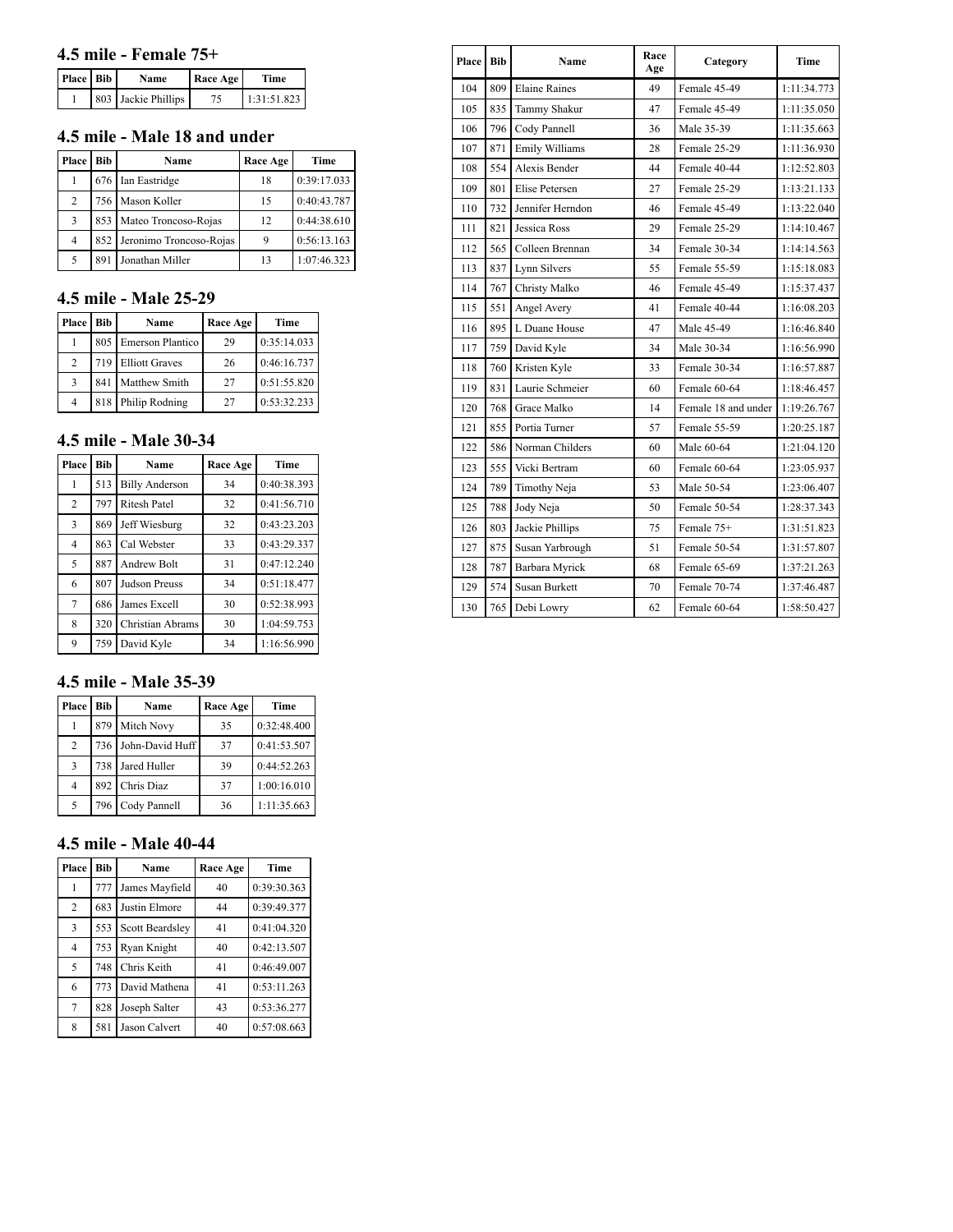## 4.5 mile - Female 75+

| Place | Bib | Name | Race Age | Time |
|---|---|---|---|---|
| 1 | 803 | Jackie Phillips | 75 | 1:31:51.823 |

## 4.5 mile - Male 18 and under

| Place | Bib | Name | Race Age | Time |
|---|---|---|---|---|
| 1 | 676 | Ian Eastridge | 18 | 0:39:17.033 |
| 2 | 756 | Mason Koller | 15 | 0:40:43.787 |
| 3 | 853 | Mateo Troncoso-Rojas | 12 | 0:44:38.610 |
| 4 | 852 | Jeronimo Troncoso-Rojas | 9 | 0:56:13.163 |
| 5 | 891 | Jonathan Miller | 13 | 1:07:46.323 |

## 4.5 mile - Male 25-29

| Place | Bib | Name | Race Age | Time |
|---|---|---|---|---|
| 1 | 805 | Emerson Plantico | 29 | 0:35:14.033 |
| 2 | 719 | Elliott Graves | 26 | 0:46:16.737 |
| 3 | 841 | Matthew Smith | 27 | 0:51:55.820 |
| 4 | 818 | Philip Rodning | 27 | 0:53:32.233 |

## 4.5 mile - Male 30-34

| Place | Bib | Name | Race Age | Time |
|---|---|---|---|---|
| 1 | 513 | Billy Anderson | 34 | 0:40:38.393 |
| 2 | 797 | Ritesh Patel | 32 | 0:41:56.710 |
| 3 | 869 | Jeff Wiesburg | 32 | 0:43:23.203 |
| 4 | 863 | Cal Webster | 33 | 0:43:29.337 |
| 5 | 887 | Andrew Bolt | 31 | 0:47:12.240 |
| 6 | 807 | Judson Preuss | 34 | 0:51:18.477 |
| 7 | 686 | James Excell | 30 | 0:52:38.993 |
| 8 | 320 | Christian Abrams | 30 | 1:04:59.753 |
| 9 | 759 | David Kyle | 34 | 1:16:56.990 |

## 4.5 mile - Male 35-39

| Place | Bib | Name | Race Age | Time |
|---|---|---|---|---|
| 1 | 879 | Mitch Novy | 35 | 0:32:48.400 |
| 2 | 736 | John-David Huff | 37 | 0:41:53.507 |
| 3 | 738 | Jared Huller | 39 | 0:44:52.263 |
| 4 | 892 | Chris Diaz | 37 | 1:00:16.010 |
| 5 | 796 | Cody Pannell | 36 | 1:11:35.663 |

## 4.5 mile - Male 40-44

| Place | Bib | Name | Race Age | Time |
|---|---|---|---|---|
| 1 | 777 | James Mayfield | 40 | 0:39:30.363 |
| 2 | 683 | Justin Elmore | 44 | 0:39:49.377 |
| 3 | 553 | Scott Beardsley | 41 | 0:41:04.320 |
| 4 | 753 | Ryan Knight | 40 | 0:42:13.507 |
| 5 | 748 | Chris Keith | 41 | 0:46:49.007 |
| 6 | 773 | David Mathena | 41 | 0:53:11.263 |
| 7 | 828 | Joseph Salter | 43 | 0:53:36.277 |
| 8 | 581 | Jason Calvert | 40 | 0:57:08.663 |

| Place | Bib | Name | Race Age | Category | Time |
|---|---|---|---|---|---|
| 104 | 809 | Elaine Raines | 49 | Female 45-49 | 1:11:34.773 |
| 105 | 835 | Tammy Shakur | 47 | Female 45-49 | 1:11:35.050 |
| 106 | 796 | Cody Pannell | 36 | Male 35-39 | 1:11:35.663 |
| 107 | 871 | Emily Williams | 28 | Female 25-29 | 1:11:36.930 |
| 108 | 554 | Alexis Bender | 44 | Female 40-44 | 1:12:52.803 |
| 109 | 801 | Elise Petersen | 27 | Female 25-29 | 1:13:21.133 |
| 110 | 732 | Jennifer Herndon | 46 | Female 45-49 | 1:13:22.040 |
| 111 | 821 | Jessica Ross | 29 | Female 25-29 | 1:14:10.467 |
| 112 | 565 | Colleen Brennan | 34 | Female 30-34 | 1:14:14.563 |
| 113 | 837 | Lynn Silvers | 55 | Female 55-59 | 1:15:18.083 |
| 114 | 767 | Christy Malko | 46 | Female 45-49 | 1:15:37.437 |
| 115 | 551 | Angel Avery | 41 | Female 40-44 | 1:16:08.203 |
| 116 | 895 | L Duane House | 47 | Male 45-49 | 1:16:46.840 |
| 117 | 759 | David Kyle | 34 | Male 30-34 | 1:16:56.990 |
| 118 | 760 | Kristen Kyle | 33 | Female 30-34 | 1:16:57.887 |
| 119 | 831 | Laurie Schmeier | 60 | Female 60-64 | 1:18:46.457 |
| 120 | 768 | Grace Malko | 14 | Female 18 and under | 1:19:26.767 |
| 121 | 855 | Portia Turner | 57 | Female 55-59 | 1:20:25.187 |
| 122 | 586 | Norman Childers | 60 | Male 60-64 | 1:21:04.120 |
| 123 | 555 | Vicki Bertram | 60 | Female 60-64 | 1:23:05.937 |
| 124 | 789 | Timothy Neja | 53 | Male 50-54 | 1:23:06.407 |
| 125 | 788 | Jody Neja | 50 | Female 50-54 | 1:28:37.343 |
| 126 | 803 | Jackie Phillips | 75 | Female 75+ | 1:31:51.823 |
| 127 | 875 | Susan Yarbrough | 51 | Female 50-54 | 1:31:57.807 |
| 128 | 787 | Barbara Myrick | 68 | Female 65-69 | 1:37:21.263 |
| 129 | 574 | Susan Burkett | 70 | Female 70-74 | 1:37:46.487 |
| 130 | 765 | Debi Lowry | 62 | Female 60-64 | 1:58:50.427 |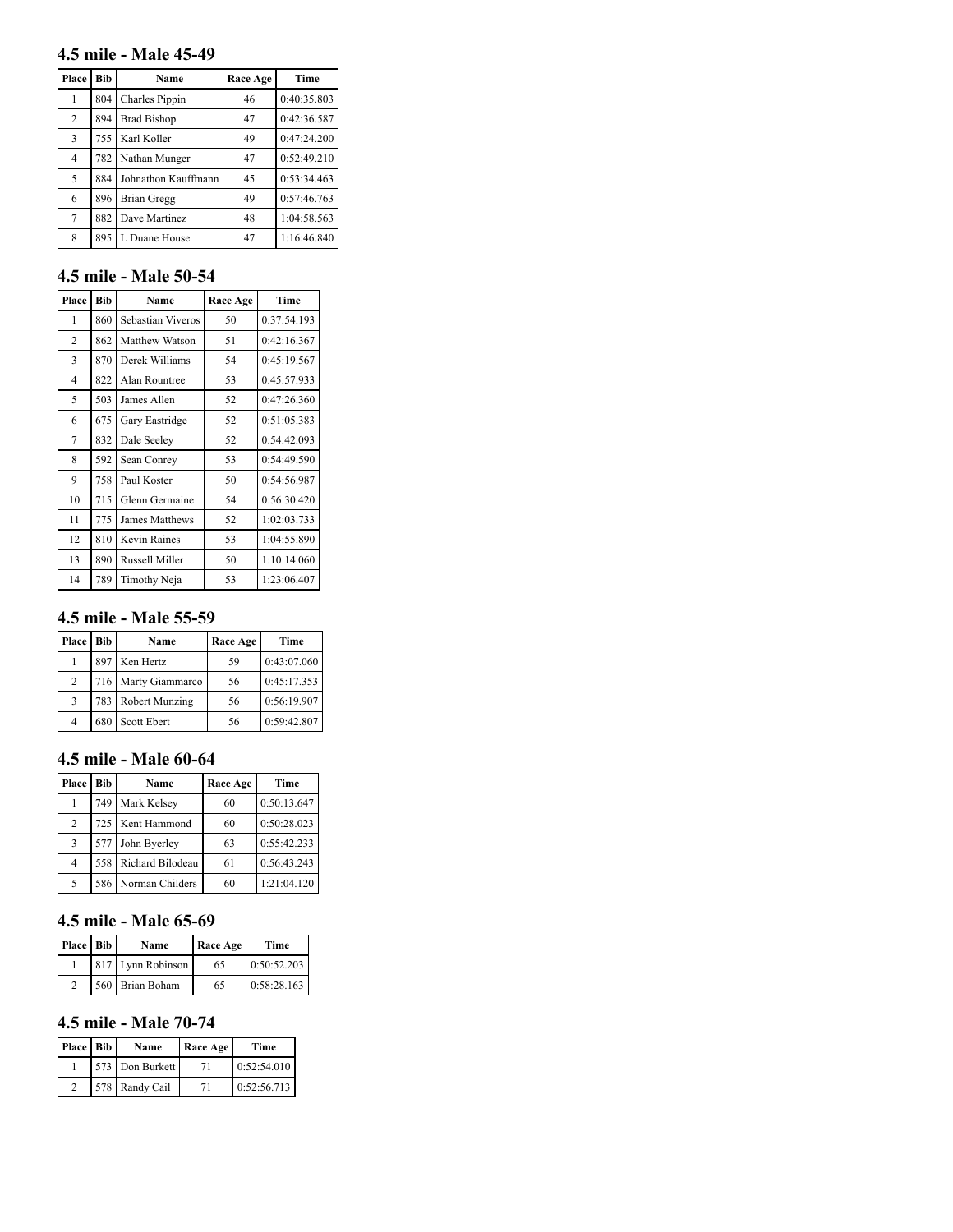### 4.5 mile - Male 45-49

| Place | Bib | Name | Race Age | Time |
|---|---|---|---|---|
| 1 | 804 | Charles Pippin | 46 | 0:40:35.803 |
| 2 | 894 | Brad Bishop | 47 | 0:42:36.587 |
| 3 | 755 | Karl Koller | 49 | 0:47:24.200 |
| 4 | 782 | Nathan Munger | 47 | 0:52:49.210 |
| 5 | 884 | Johnathon Kauffmann | 45 | 0:53:34.463 |
| 6 | 896 | Brian Gregg | 49 | 0:57:46.763 |
| 7 | 882 | Dave Martinez | 48 | 1:04:58.563 |
| 8 | 895 | L Duane House | 47 | 1:16:46.840 |

### 4.5 mile - Male 50-54

| Place | Bib | Name | Race Age | Time |
|---|---|---|---|---|
| 1 | 860 | Sebastian Viveros | 50 | 0:37:54.193 |
| 2 | 862 | Matthew Watson | 51 | 0:42:16.367 |
| 3 | 870 | Derek Williams | 54 | 0:45:19.567 |
| 4 | 822 | Alan Rountree | 53 | 0:45:57.933 |
| 5 | 503 | James Allen | 52 | 0:47:26.360 |
| 6 | 675 | Gary Eastridge | 52 | 0:51:05.383 |
| 7 | 832 | Dale Seeley | 52 | 0:54:42.093 |
| 8 | 592 | Sean Conrey | 53 | 0:54:49.590 |
| 9 | 758 | Paul Koster | 50 | 0:54:56.987 |
| 10 | 715 | Glenn Germaine | 54 | 0:56:30.420 |
| 11 | 775 | James Matthews | 52 | 1:02:03.733 |
| 12 | 810 | Kevin Raines | 53 | 1:04:55.890 |
| 13 | 890 | Russell Miller | 50 | 1:10:14.060 |
| 14 | 789 | Timothy Neja | 53 | 1:23:06.407 |

### 4.5 mile - Male 55-59

| Place | Bib | Name | Race Age | Time |
|---|---|---|---|---|
| 1 | 897 | Ken Hertz | 59 | 0:43:07.060 |
| 2 | 716 | Marty Giammarco | 56 | 0:45:17.353 |
| 3 | 783 | Robert Munzing | 56 | 0:56:19.907 |
| 4 | 680 | Scott Ebert | 56 | 0:59:42.807 |

### 4.5 mile - Male 60-64

| Place | Bib | Name | Race Age | Time |
|---|---|---|---|---|
| 1 | 749 | Mark Kelsey | 60 | 0:50:13.647 |
| 2 | 725 | Kent Hammond | 60 | 0:50:28.023 |
| 3 | 577 | John Byerley | 63 | 0:55:42.233 |
| 4 | 558 | Richard Bilodeau | 61 | 0:56:43.243 |
| 5 | 586 | Norman Childers | 60 | 1:21:04.120 |

### 4.5 mile - Male 65-69

| Place | Bib | Name | Race Age | Time |
|---|---|---|---|---|
| 1 | 817 | Lynn Robinson | 65 | 0:50:52.203 |
| 2 | 560 | Brian Boham | 65 | 0:58:28.163 |

### 4.5 mile - Male 70-74

| Place | Bib | Name | Race Age | Time |
|---|---|---|---|---|
| 1 | 573 | Don Burkett | 71 | 0:52:54.010 |
| 2 | 578 | Randy Cail | 71 | 0:52:56.713 |